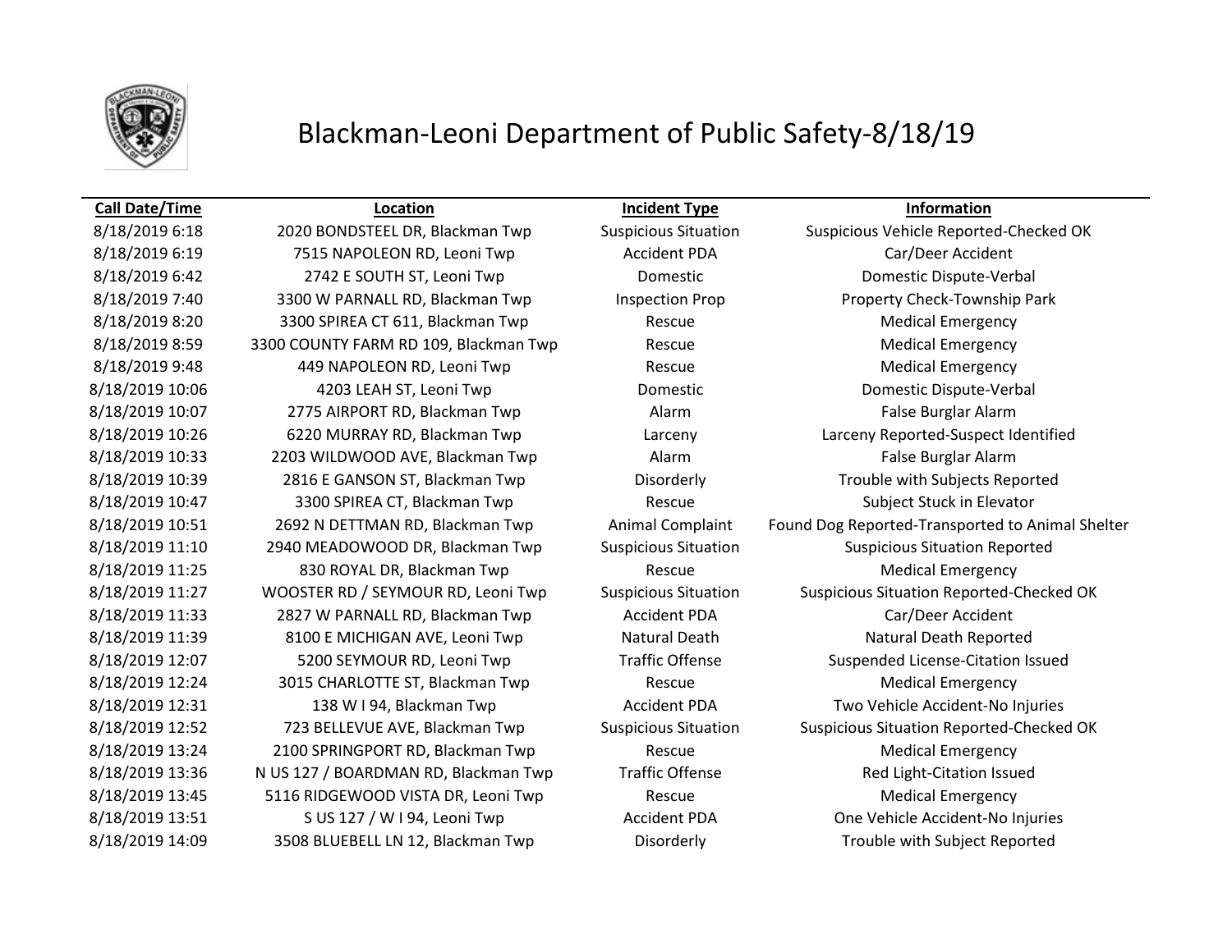# Blackman-Leoni Department of Public Safety-8/18/19

| Call Date/Time | Location | Incident Type | Information |
|---|---|---|---|
| 8/18/2019 6:18 | 2020 BONDSTEEL DR, Blackman Twp | Suspicious Situation | Suspicious Vehicle Reported-Checked OK |
| 8/18/2019 6:19 | 7515 NAPOLEON RD, Leoni Twp | Accident PDA | Car/Deer Accident |
| 8/18/2019 6:42 | 2742 E SOUTH ST, Leoni Twp | Domestic | Domestic Dispute-Verbal |
| 8/18/2019 7:40 | 3300 W PARNALL RD, Blackman Twp | Inspection Prop | Property Check-Township Park |
| 8/18/2019 8:20 | 3300 SPIREA CT 611, Blackman Twp | Rescue | Medical Emergency |
| 8/18/2019 8:59 | 3300 COUNTY FARM RD 109, Blackman Twp | Rescue | Medical Emergency |
| 8/18/2019 9:48 | 449 NAPOLEON RD, Leoni Twp | Rescue | Medical Emergency |
| 8/18/2019 10:06 | 4203 LEAH ST, Leoni Twp | Domestic | Domestic Dispute-Verbal |
| 8/18/2019 10:07 | 2775 AIRPORT RD, Blackman Twp | Alarm | False Burglar Alarm |
| 8/18/2019 10:26 | 6220 MURRAY RD, Blackman Twp | Larceny | Larceny Reported-Suspect Identified |
| 8/18/2019 10:33 | 2203 WILDWOOD AVE, Blackman Twp | Alarm | False Burglar Alarm |
| 8/18/2019 10:39 | 2816 E GANSON ST, Blackman Twp | Disorderly | Trouble with Subjects Reported |
| 8/18/2019 10:47 | 3300 SPIREA CT, Blackman Twp | Rescue | Subject Stuck in Elevator |
| 8/18/2019 10:51 | 2692 N DETTMAN RD, Blackman Twp | Animal Complaint | Found Dog Reported-Transported to Animal Shelter |
| 8/18/2019 11:10 | 2940 MEADOWOOD DR, Blackman Twp | Suspicious Situation | Suspicious Situation Reported |
| 8/18/2019 11:25 | 830 ROYAL DR, Blackman Twp | Rescue | Medical Emergency |
| 8/18/2019 11:27 | WOOSTER RD / SEYMOUR RD, Leoni Twp | Suspicious Situation | Suspicious Situation Reported-Checked OK |
| 8/18/2019 11:33 | 2827 W PARNALL RD, Blackman Twp | Accident PDA | Car/Deer Accident |
| 8/18/2019 11:39 | 8100 E MICHIGAN AVE, Leoni Twp | Natural Death | Natural Death Reported |
| 8/18/2019 12:07 | 5200 SEYMOUR RD, Leoni Twp | Traffic Offense | Suspended License-Citation Issued |
| 8/18/2019 12:24 | 3015 CHARLOTTE ST, Blackman Twp | Rescue | Medical Emergency |
| 8/18/2019 12:31 | 138 W I 94, Blackman Twp | Accident PDA | Two Vehicle Accident-No Injuries |
| 8/18/2019 12:52 | 723 BELLEVUE AVE, Blackman Twp | Suspicious Situation | Suspicious Situation Reported-Checked OK |
| 8/18/2019 13:24 | 2100 SPRINGPORT RD, Blackman Twp | Rescue | Medical Emergency |
| 8/18/2019 13:36 | N US 127 / BOARDMAN RD, Blackman Twp | Traffic Offense | Red Light-Citation Issued |
| 8/18/2019 13:45 | 5116 RIDGEWOOD VISTA DR, Leoni Twp | Rescue | Medical Emergency |
| 8/18/2019 13:51 | S US 127 / W I 94, Leoni Twp | Accident PDA | One Vehicle Accident-No Injuries |
| 8/18/2019 14:09 | 3508 BLUEBELL LN 12, Blackman Twp | Disorderly | Trouble with Subject Reported |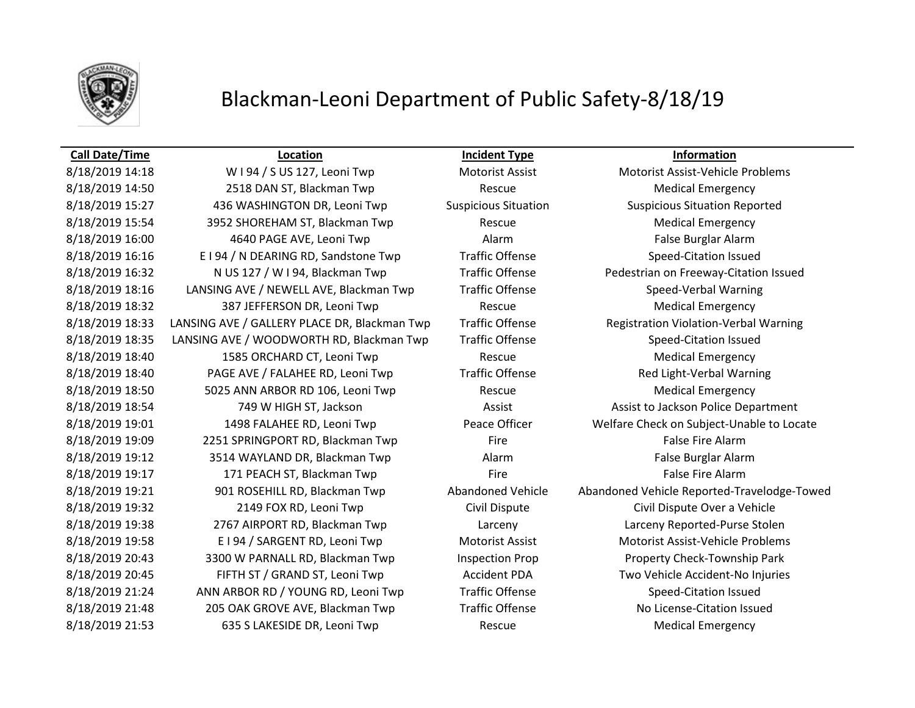# Blackman-Leoni Department of Public Safety-8/18/19

| Call Date/Time | Location | Incident Type | Information |
|---|---|---|---|
| 8/18/2019 14:18 | W I 94 / S US 127, Leoni Twp | Motorist Assist | Motorist Assist-Vehicle Problems |
| 8/18/2019 14:50 | 2518 DAN ST, Blackman Twp | Rescue | Medical Emergency |
| 8/18/2019 15:27 | 436 WASHINGTON DR, Leoni Twp | Suspicious Situation | Suspicious Situation Reported |
| 8/18/2019 15:54 | 3952 SHOREHAM ST, Blackman Twp | Rescue | Medical Emergency |
| 8/18/2019 16:00 | 4640 PAGE AVE, Leoni Twp | Alarm | False Burglar Alarm |
| 8/18/2019 16:16 | E I 94 / N DEARING RD, Sandstone Twp | Traffic Offense | Speed-Citation Issued |
| 8/18/2019 16:32 | N US 127 / W I 94, Blackman Twp | Traffic Offense | Pedestrian on Freeway-Citation Issued |
| 8/18/2019 18:16 | LANSING AVE / NEWELL AVE, Blackman Twp | Traffic Offense | Speed-Verbal Warning |
| 8/18/2019 18:32 | 387 JEFFERSON DR, Leoni Twp | Rescue | Medical Emergency |
| 8/18/2019 18:33 | LANSING AVE / GALLERY PLACE DR, Blackman Twp | Traffic Offense | Registration Violation-Verbal Warning |
| 8/18/2019 18:35 | LANSING AVE / WOODWORTH RD, Blackman Twp | Traffic Offense | Speed-Citation Issued |
| 8/18/2019 18:40 | 1585 ORCHARD CT, Leoni Twp | Rescue | Medical Emergency |
| 8/18/2019 18:40 | PAGE AVE / FALAHEE RD, Leoni Twp | Traffic Offense | Red Light-Verbal Warning |
| 8/18/2019 18:50 | 5025 ANN ARBOR RD 106, Leoni Twp | Rescue | Medical Emergency |
| 8/18/2019 18:54 | 749 W HIGH ST, Jackson | Assist | Assist to Jackson Police Department |
| 8/18/2019 19:01 | 1498 FALAHEE RD, Leoni Twp | Peace Officer | Welfare Check on Subject-Unable to Locate |
| 8/18/2019 19:09 | 2251 SPRINGPORT RD, Blackman Twp | Fire | False Fire Alarm |
| 8/18/2019 19:12 | 3514 WAYLAND DR, Blackman Twp | Alarm | False Burglar Alarm |
| 8/18/2019 19:17 | 171 PEACH ST, Blackman Twp | Fire | False Fire Alarm |
| 8/18/2019 19:21 | 901 ROSEHILL RD, Blackman Twp | Abandoned Vehicle | Abandoned Vehicle Reported-Travelodge-Towed |
| 8/18/2019 19:32 | 2149 FOX RD, Leoni Twp | Civil Dispute | Civil Dispute Over a Vehicle |
| 8/18/2019 19:38 | 2767 AIRPORT RD, Blackman Twp | Larceny | Larceny Reported-Purse Stolen |
| 8/18/2019 19:58 | E I 94 / SARGENT RD, Leoni Twp | Motorist Assist | Motorist Assist-Vehicle Problems |
| 8/18/2019 20:43 | 3300 W PARNALL RD, Blackman Twp | Inspection Prop | Property Check-Township Park |
| 8/18/2019 20:45 | FIFTH ST / GRAND ST, Leoni Twp | Accident PDA | Two Vehicle Accident-No Injuries |
| 8/18/2019 21:24 | ANN ARBOR RD / YOUNG RD, Leoni Twp | Traffic Offense | Speed-Citation Issued |
| 8/18/2019 21:48 | 205 OAK GROVE AVE, Blackman Twp | Traffic Offense | No License-Citation Issued |
| 8/18/2019 21:53 | 635 S LAKESIDE DR, Leoni Twp | Rescue | Medical Emergency |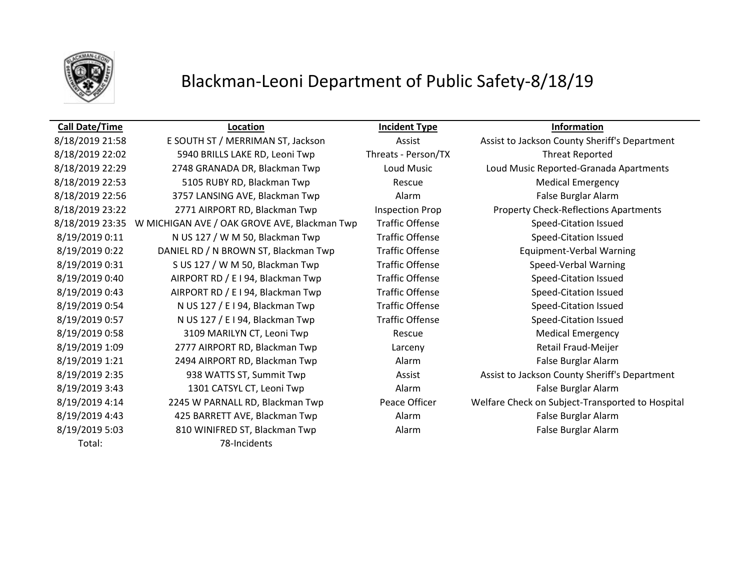# Blackman-Leoni Department of Public Safety-8/18/19

| Call Date/Time | Location | Incident Type | Information |
|---|---|---|---|
| 8/18/2019 21:58 | E SOUTH ST / MERRIMAN ST, Jackson | Assist | Assist to Jackson County Sheriff's Department |
| 8/18/2019 22:02 | 5940 BRILLS LAKE RD, Leoni Twp | Threats - Person/TX | Threat Reported |
| 8/18/2019 22:29 | 2748 GRANADA DR, Blackman Twp | Loud Music | Loud Music Reported-Granada Apartments |
| 8/18/2019 22:53 | 5105 RUBY RD, Blackman Twp | Rescue | Medical Emergency |
| 8/18/2019 22:56 | 3757 LANSING AVE, Blackman Twp | Alarm | False Burglar Alarm |
| 8/18/2019 23:22 | 2771 AIRPORT RD, Blackman Twp | Inspection Prop | Property Check-Reflections Apartments |
| 8/18/2019 23:35 | W MICHIGAN AVE / OAK GROVE AVE, Blackman Twp | Traffic Offense | Speed-Citation Issued |
| 8/19/2019 0:11 | N US 127 / W M 50, Blackman Twp | Traffic Offense | Speed-Citation Issued |
| 8/19/2019 0:22 | DANIEL RD / N BROWN ST, Blackman Twp | Traffic Offense | Equipment-Verbal Warning |
| 8/19/2019 0:31 | S US 127 / W M 50, Blackman Twp | Traffic Offense | Speed-Verbal Warning |
| 8/19/2019 0:40 | AIRPORT RD / E I 94, Blackman Twp | Traffic Offense | Speed-Citation Issued |
| 8/19/2019 0:43 | AIRPORT RD / E I 94, Blackman Twp | Traffic Offense | Speed-Citation Issued |
| 8/19/2019 0:54 | N US 127 / E I 94, Blackman Twp | Traffic Offense | Speed-Citation Issued |
| 8/19/2019 0:57 | N US 127 / E I 94, Blackman Twp | Traffic Offense | Speed-Citation Issued |
| 8/19/2019 0:58 | 3109 MARILYN CT, Leoni Twp | Rescue | Medical Emergency |
| 8/19/2019 1:09 | 2777 AIRPORT RD, Blackman Twp | Larceny | Retail Fraud-Meijer |
| 8/19/2019 1:21 | 2494 AIRPORT RD, Blackman Twp | Alarm | False Burglar Alarm |
| 8/19/2019 2:35 | 938 WATTS ST, Summit Twp | Assist | Assist to Jackson County Sheriff's Department |
| 8/19/2019 3:43 | 1301 CATSYL CT, Leoni Twp | Alarm | False Burglar Alarm |
| 8/19/2019 4:14 | 2245 W PARNALL RD, Blackman Twp | Peace Officer | Welfare Check on Subject-Transported to Hospital |
| 8/19/2019 4:43 | 425 BARRETT AVE, Blackman Twp | Alarm | False Burglar Alarm |
| 8/19/2019 5:03 | 810 WINIFRED ST, Blackman Twp | Alarm | False Burglar Alarm |
| Total: | 78-Incidents | | |